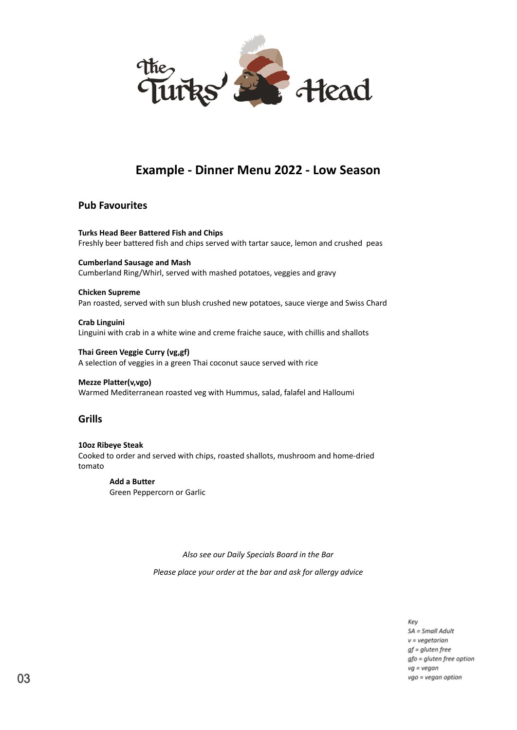# The Turks' Head

## Example - Dinner Menu 2022 - Low Season

### Pub Favourites

**Turks Head Beer Battered Fish and Chips**
Freshly beer battered fish and chips served with tartar sauce, lemon and crushed peas

**Cumberland Sausage and Mash**
Cumberland Ring/Whirl, served with mashed potatoes, veggies and gravy

**Chicken Supreme**
Pan roasted, served with sun blush crushed new potatoes, sauce vierge and Swiss Chard

**Crab Linguini**
Linguini with crab in a white wine and creme fraiche sauce, with chillis and shallots

**Thai Green Veggie Curry (vg,gf)**
A selection of veggies in a green Thai coconut sauce served with rice

**Mezze Platter(v,vgo)**
Warmed Mediterranean roasted veg with Hummus, salad, falafel and Halloumi

### Grills

**10oz Ribeye Steak**
Cooked to order and served with chips, roasted shallots, mushroom and home-dried tomato

> **Add a Butter**
> Green Peppercorn or Garlic

*Also see our Daily Specials Board in the Bar*

*Please place your order at the bar and ask for allergy advice*

*Key*
*SA = Small Adult*
*v = vegetarian*
*gf = gluten free*
*gfo = gluten free option*
*vg = vegan*
*vgo = vegan option*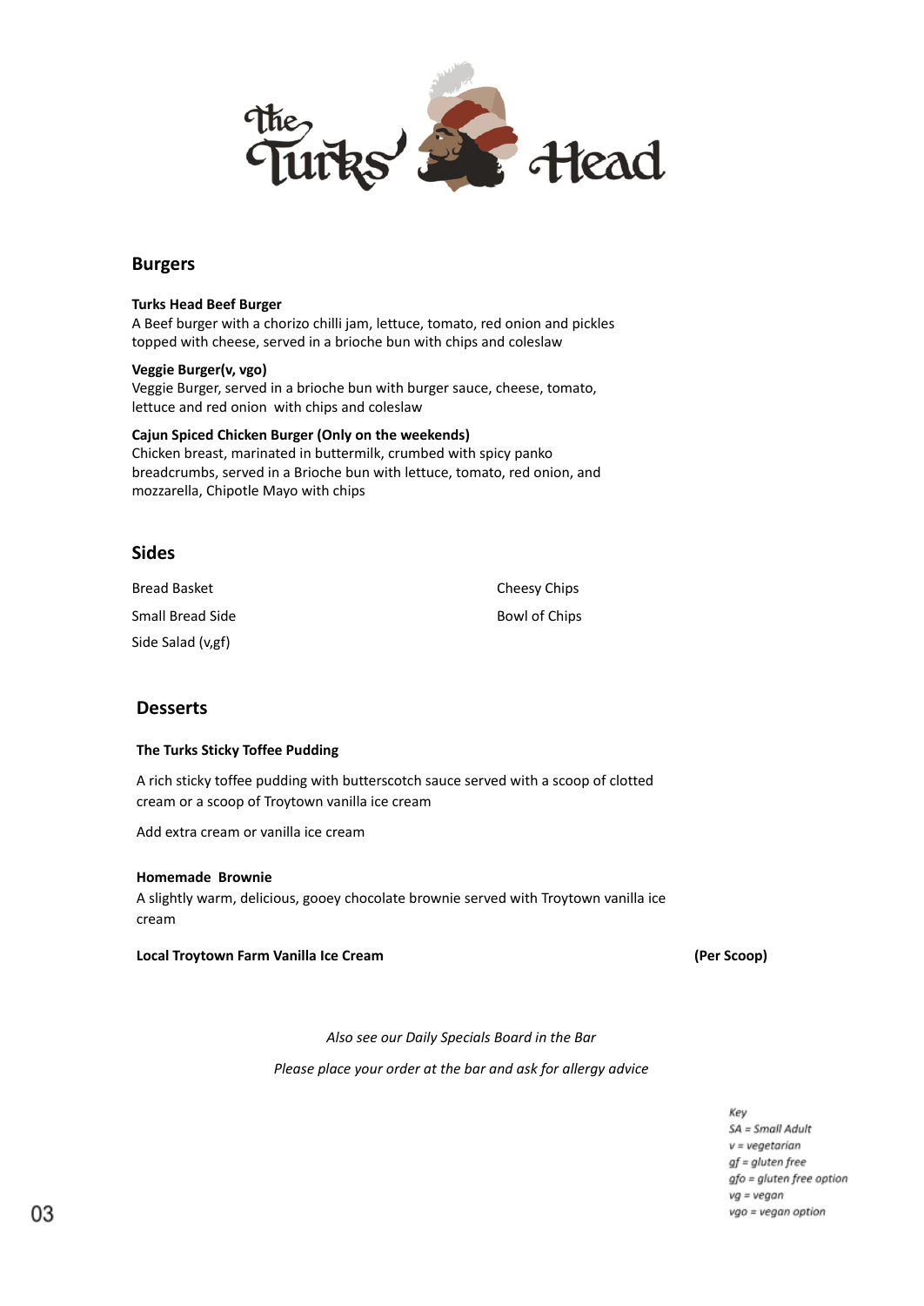# The Turks' Head

## Burgers

**Turks Head Beef Burger**
A Beef burger with a chorizo chilli jam, lettuce, tomato, red onion and pickles topped with cheese, served in a brioche bun with chips and coleslaw

**Veggie Burger(v, vgo)**
Veggie Burger, served in a brioche bun with burger sauce, cheese, tomato, lettuce and red onion with chips and coleslaw

**Cajun Spiced Chicken Burger (Only on the weekends)**
Chicken breast, marinated in buttermilk, crumbed with spicy panko breadcrumbs, served in a Brioche bun with lettuce, tomato, red onion, and mozzarella, Chipotle Mayo with chips

## Sides

Bread Basket

Small Bread Side

Side Salad (v,gf)

Cheesy Chips

Bowl of Chips

## Desserts

**The Turks Sticky Toffee Pudding**

A rich sticky toffee pudding with butterscotch sauce served with a scoop of clotted cream or a scoop of Troytown vanilla ice cream

Add extra cream or vanilla ice cream

**Homemade Brownie**
A slightly warm, delicious, gooey chocolate brownie served with Troytown vanilla ice cream

**Local Troytown Farm Vanilla Ice Cream** **(Per Scoop)**

*Also see our Daily Specials Board in the Bar*

*Please place your order at the bar and ask for allergy advice*

*Key*
*SA = Small Adult*
*v = vegetarian*
*gf = gluten free*
*gfo = gluten free option*
*vg = vegan*
*vgo = vegan option*